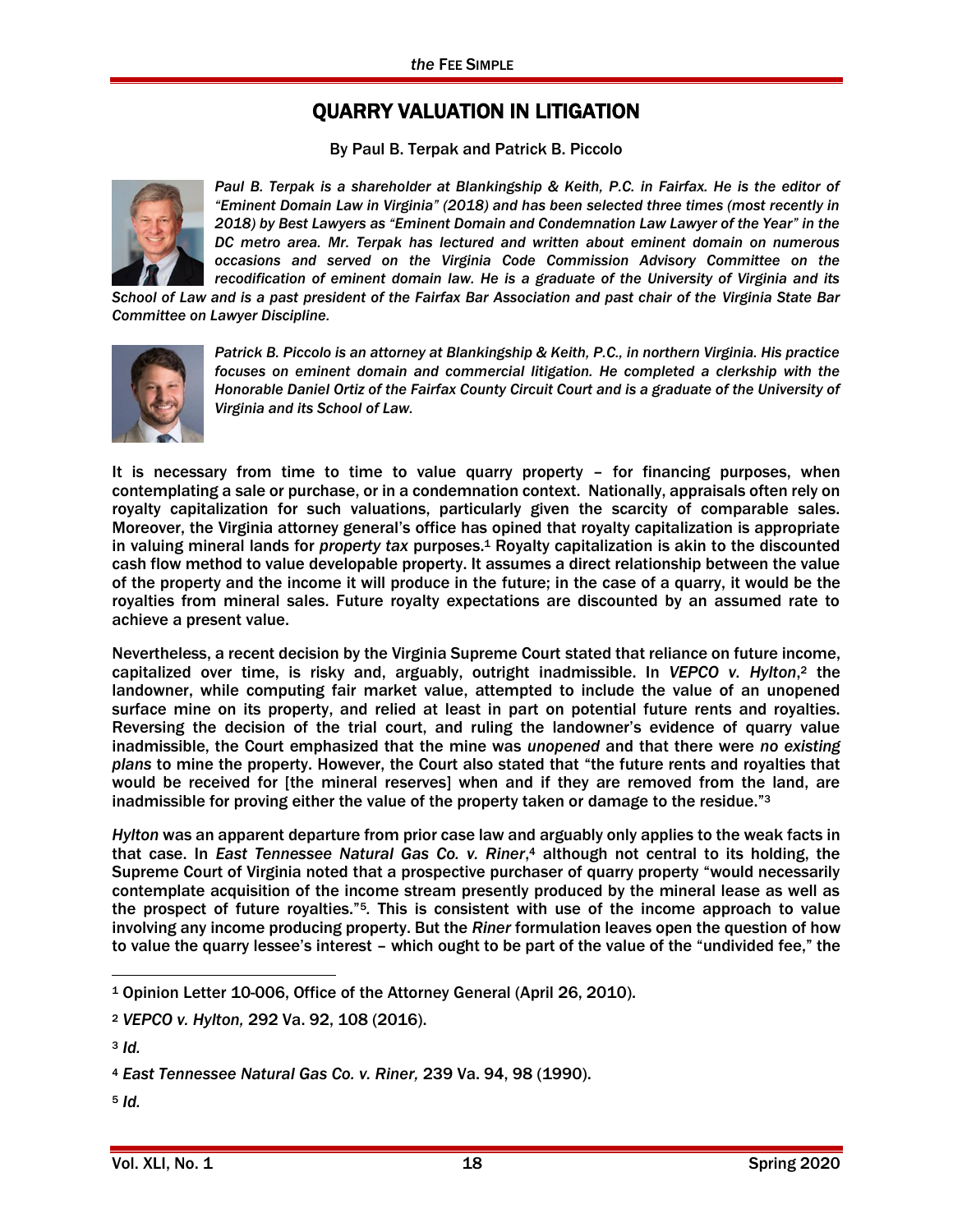# QUARRY VALUATION IN LITIGATION

By Paul B. Terpak and Patrick B. Piccolo

*Paul B. Terpak is a shareholder at Blankingship & Keith, P.C. in Fairfax. He is the editor of "Eminent Domain Law in Virginia" (2018) and has been selected three times (most recently in 2018) by Best Lawyers as "Eminent Domain and Condemnation Law Lawyer of the Year" in the DC metro area. Mr. Terpak has lectured and written about eminent domain on numerous occasions and served on the Virginia Code Commission Advisory Committee on the recodification of eminent domain law. He is a graduate of the University of Virginia and its School of Law and is a past president of the Fairfax Bar Association and past chair of the Virginia State Bar Committee on Lawyer Discipline.*

*Patrick B. Piccolo is an attorney at Blankingship & Keith, P.C., in northern Virginia. His practice focuses on eminent domain and commercial litigation. He completed a clerkship with the Honorable Daniel Ortiz of the Fairfax County Circuit Court and is a graduate of the University of Virginia and its School of Law.*

It is necessary from time to time to value quarry property – for financing purposes, when contemplating a sale or purchase, or in a condemnation context. Nationally, appraisals often rely on royalty capitalization for such valuations, particularly given the scarcity of comparable sales. Moreover, the Virginia attorney general's office has opined that royalty capitalization is appropriate in valuing mineral lands for *property tax* purposes.[1] Royalty capitalization is akin to the discounted cash flow method to value developable property. It assumes a direct relationship between the value of the property and the income it will produce in the future; in the case of a quarry, it would be the royalties from mineral sales. Future royalty expectations are discounted by an assumed rate to achieve a present value.

Nevertheless, a recent decision by the Virginia Supreme Court stated that reliance on future income, capitalized over time, is risky and, arguably, outright inadmissible. In *VEPCO v. Hylton*,[2] the landowner, while computing fair market value, attempted to include the value of an unopened surface mine on its property, and relied at least in part on potential future rents and royalties. Reversing the decision of the trial court, and ruling the landowner's evidence of quarry value inadmissible, the Court emphasized that the mine was *unopened* and that there were *no existing plans* to mine the property. However, the Court also stated that "the future rents and royalties that would be received for [the mineral reserves] when and if they are removed from the land, are inadmissible for proving either the value of the property taken or damage to the residue."[3]

*Hylton* was an apparent departure from prior case law and arguably only applies to the weak facts in that case. In *East Tennessee Natural Gas Co. v. Riner*,[4] although not central to its holding, the Supreme Court of Virginia noted that a prospective purchaser of quarry property "would necessarily contemplate acquisition of the income stream presently produced by the mineral lease as well as the prospect of future royalties."[5]. This is consistent with use of the income approach to value involving any income producing property. But the *Riner* formulation leaves open the question of how to value the quarry lessee's interest – which ought to be part of the value of the "undivided fee," the

---

[1] Opinion Letter 10-006, Office of the Attorney General (April 26, 2010).

[2] *VEPCO v. Hylton,* 292 Va. 92, 108 (2016).

[3] *Id.*

[4] *East Tennessee Natural Gas Co. v. Riner,* 239 Va. 94, 98 (1990).

[5] *Id.*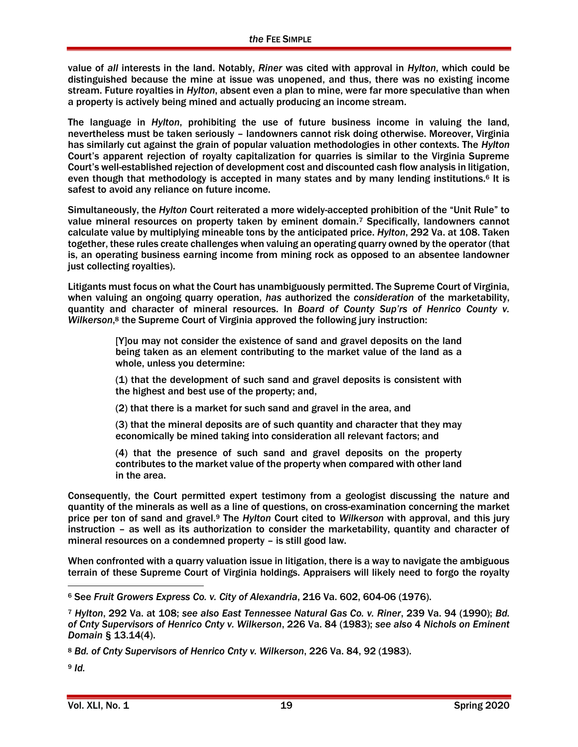value of *all* interests in the land. Notably, *Riner* was cited with approval in *Hylton*, which could be distinguished because the mine at issue was unopened, and thus, there was no existing income stream. Future royalties in *Hylton*, absent even a plan to mine, were far more speculative than when a property is actively being mined and actually producing an income stream.

The language in *Hylton*, prohibiting the use of future business income in valuing the land, nevertheless must be taken seriously – landowners cannot risk doing otherwise. Moreover, Virginia has similarly cut against the grain of popular valuation methodologies in other contexts. The *Hylton* Court's apparent rejection of royalty capitalization for quarries is similar to the Virginia Supreme Court's well-established rejection of development cost and discounted cash flow analysis in litigation, even though that methodology is accepted in many states and by many lending institutions.[6] It is safest to avoid any reliance on future income.

Simultaneously, the *Hylton* Court reiterated a more widely-accepted prohibition of the "Unit Rule" to value mineral resources on property taken by eminent domain.[7] Specifically, landowners cannot calculate value by multiplying mineable tons by the anticipated price. *Hylton*, 292 Va. at 108. Taken together, these rules create challenges when valuing an operating quarry owned by the operator (that is, an operating business earning income from mining rock as opposed to an absentee landowner just collecting royalties).

Litigants must focus on what the Court has unambiguously permitted. The Supreme Court of Virginia, when valuing an ongoing quarry operation, *has* authorized the *consideration* of the marketability, quantity and character of mineral resources. In *Board of County Sup'rs of Henrico County v. Wilkerson*,[8] the Supreme Court of Virginia approved the following jury instruction:

> [Y]ou may not consider the existence of sand and gravel deposits on the land being taken as an element contributing to the market value of the land as a whole, unless you determine:
>
> (1) that the development of such sand and gravel deposits is consistent with the highest and best use of the property; and,
>
> (2) that there is a market for such sand and gravel in the area, and
>
> (3) that the mineral deposits are of such quantity and character that they may economically be mined taking into consideration all relevant factors; and
>
> (4) that the presence of such sand and gravel deposits on the property contributes to the market value of the property when compared with other land in the area.

Consequently, the Court permitted expert testimony from a geologist discussing the nature and quantity of the minerals as well as a line of questions, on cross-examination concerning the market price per ton of sand and gravel.[9] The *Hylton* Court cited to *Wilkerson* with approval, and this jury instruction – as well as its authorization to consider the marketability, quantity and character of mineral resources on a condemned property – is still good law.

When confronted with a quarry valuation issue in litigation, there is a way to navigate the ambiguous terrain of these Supreme Court of Virginia holdings. Appraisers will likely need to forgo the royalty

---

[6] See *Fruit Growers Express Co. v. City of Alexandria*, 216 Va. 602, 604-06 (1976).

[7] *Hylton*, 292 Va. at 108; *see also East Tennessee Natural Gas Co. v. Riner*, 239 Va. 94 (1990); *Bd. of Cnty Supervisors of Henrico Cnty v. Wilkerson*, 226 Va. 84 (1983); *see also* 4 *Nichols on Eminent Domain* § 13.14(4).

[8] *Bd. of Cnty Supervisors of Henrico Cnty v. Wilkerson*, 226 Va. 84, 92 (1983).

[9] *Id.*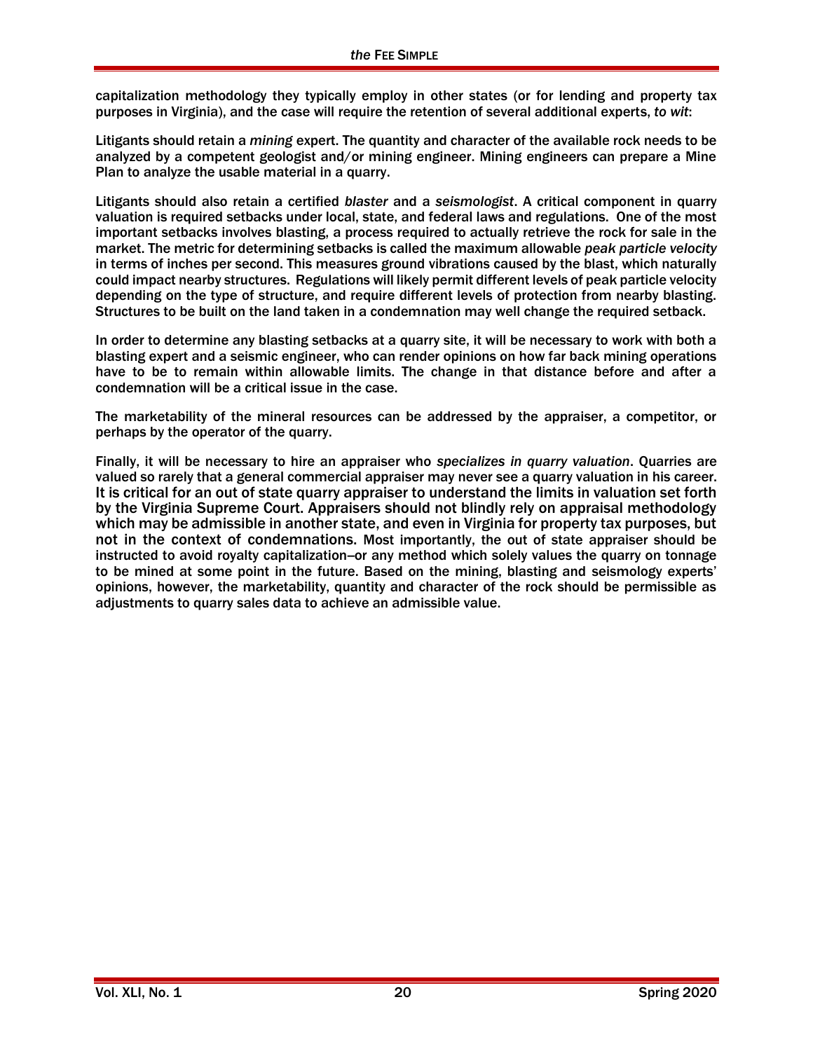capitalization methodology they typically employ in other states (or for lending and property tax purposes in Virginia), and the case will require the retention of several additional experts, *to wit*:

Litigants should retain a *mining* expert. The quantity and character of the available rock needs to be analyzed by a competent geologist and/or mining engineer. Mining engineers can prepare a Mine Plan to analyze the usable material in a quarry.

Litigants should also retain a certified *blaster* and a *seismologist*. A critical component in quarry valuation is required setbacks under local, state, and federal laws and regulations. One of the most important setbacks involves blasting, a process required to actually retrieve the rock for sale in the market. The metric for determining setbacks is called the maximum allowable *peak particle velocity* in terms of inches per second. This measures ground vibrations caused by the blast, which naturally could impact nearby structures. Regulations will likely permit different levels of peak particle velocity depending on the type of structure, and require different levels of protection from nearby blasting. Structures to be built on the land taken in a condemnation may well change the required setback.

In order to determine any blasting setbacks at a quarry site, it will be necessary to work with both a blasting expert and a seismic engineer, who can render opinions on how far back mining operations have to be to remain within allowable limits. The change in that distance before and after a condemnation will be a critical issue in the case.

The marketability of the mineral resources can be addressed by the appraiser, a competitor, or perhaps by the operator of the quarry.

Finally, it will be necessary to hire an appraiser who *specializes in quarry valuation*. Quarries are valued so rarely that a general commercial appraiser may never see a quarry valuation in his career. It is critical for an out of state quarry appraiser to understand the limits in valuation set forth by the Virginia Supreme Court. Appraisers should not blindly rely on appraisal methodology which may be admissible in another state, and even in Virginia for property tax purposes, but not in the context of condemnations. Most importantly, the out of state appraiser should be instructed to avoid royalty capitalization—or any method which solely values the quarry on tonnage to be mined at some point in the future. Based on the mining, blasting and seismology experts' opinions, however, the marketability, quantity and character of the rock should be permissible as adjustments to quarry sales data to achieve an admissible value.